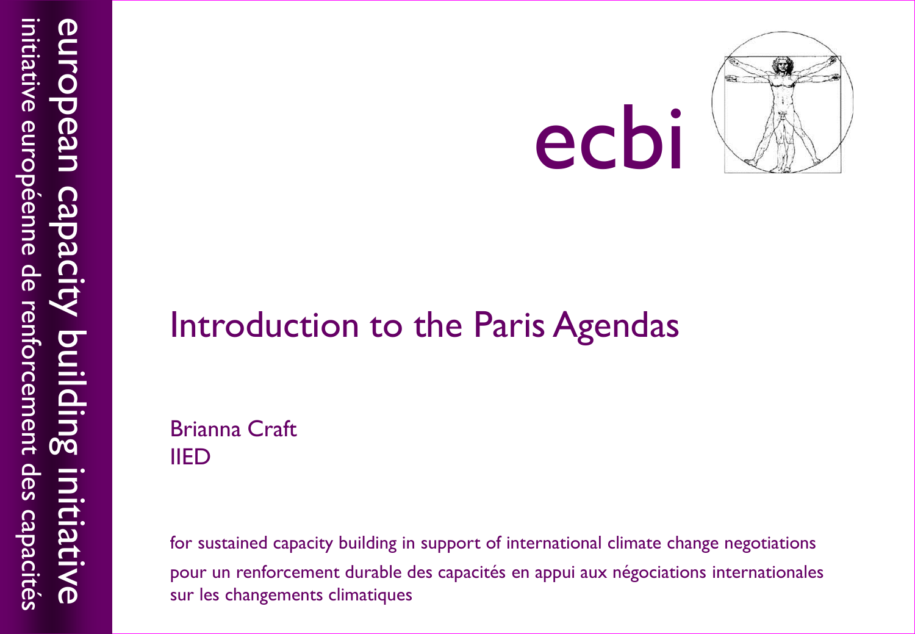european capacity building initiative

initiative européenne de renforcement des capacités

ecbi

# Introduction to the Paris Agendas

Brianna Craft

IIED

for sustained capacity building in support of international climate change negotiations

pour un renforcement durable des capacités en appui aux négociations internationales sur les changements climatiques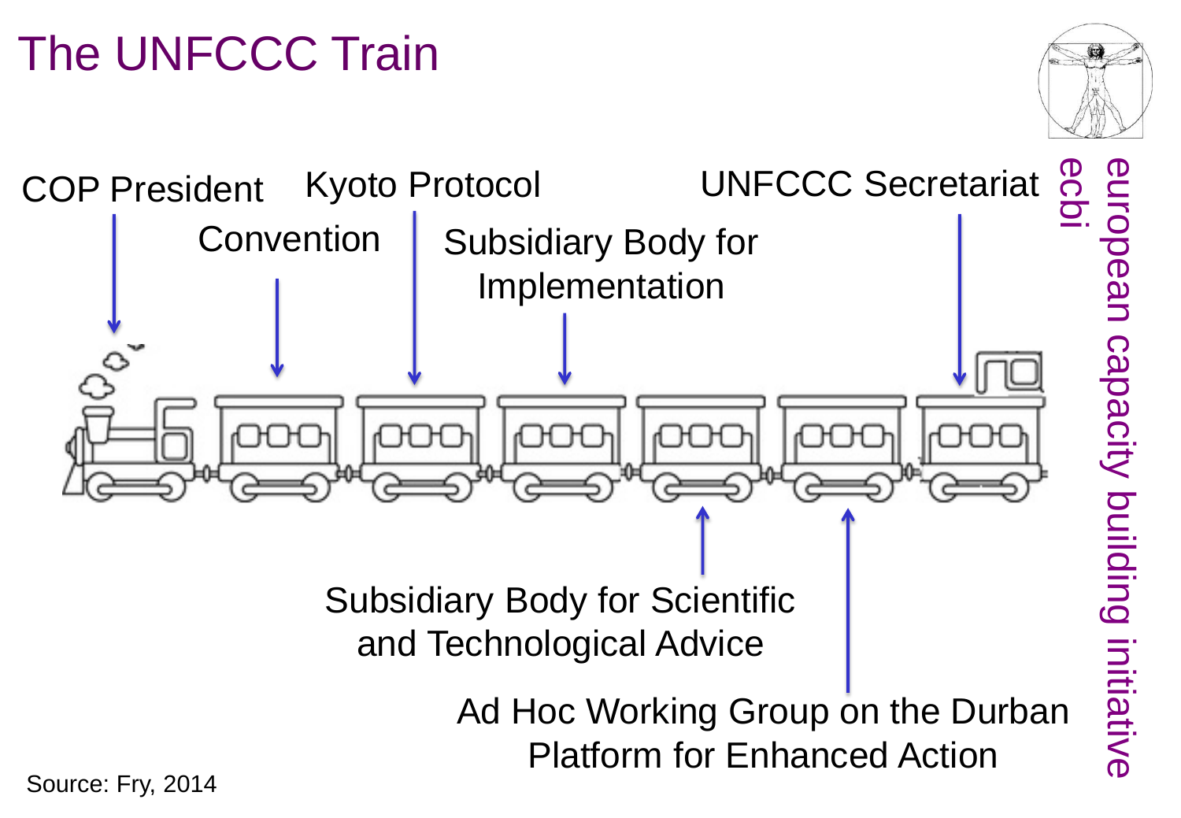# The UNFCCC Train

COP President

Convention

Kyoto Protocol

Subsidiary Body for Implementation

UNFCCC Secretariat

Subsidiary Body for Scientific and Technological Advice

Ad Hoc Working Group on the Durban Platform for Enhanced Action

Source: Fry, 2014

european capacity building initiative
ecbi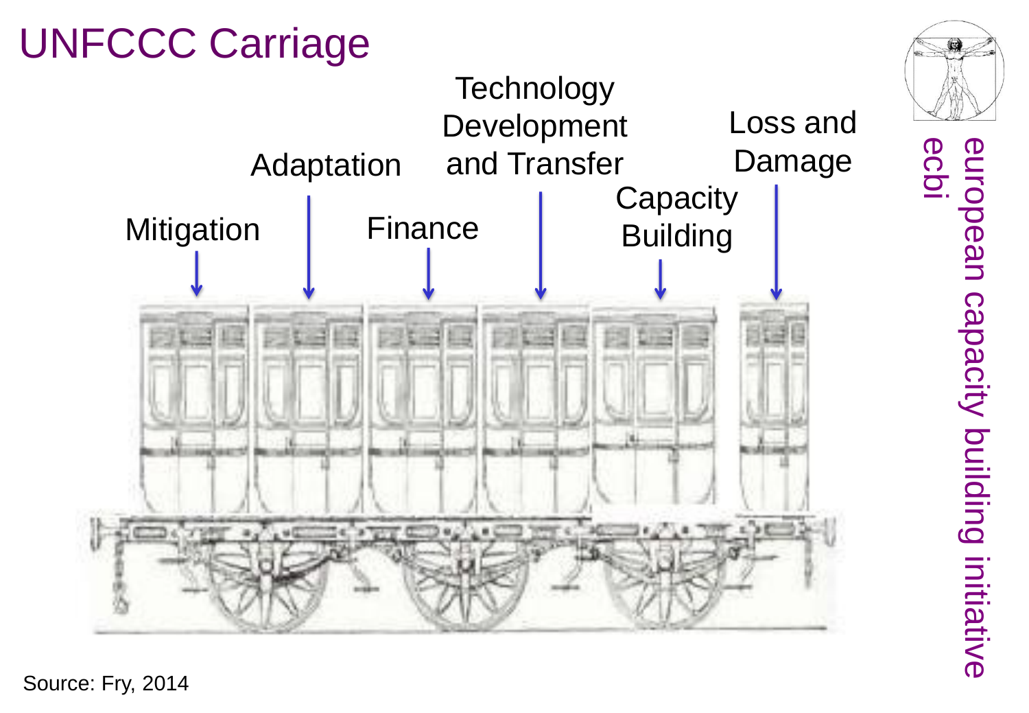# UNFCCC Carriage

Mitigation

Adaptation

Finance

Technology Development and Transfer

Capacity Building

Loss and Damage

Source: Fry, 2014

european capacity building initiative
ecbi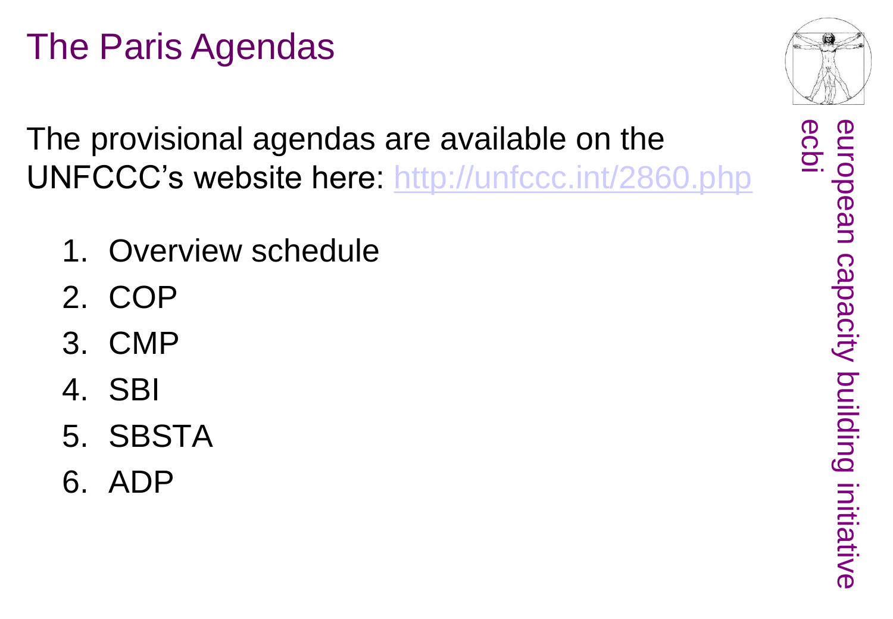# The Paris Agendas

The provisional agendas are available on the UNFCCC's website here: http://unfccc.int/2860.php

1. Overview schedule
2. COP
3. CMP
4. SBI
5. SBSTA
6. ADP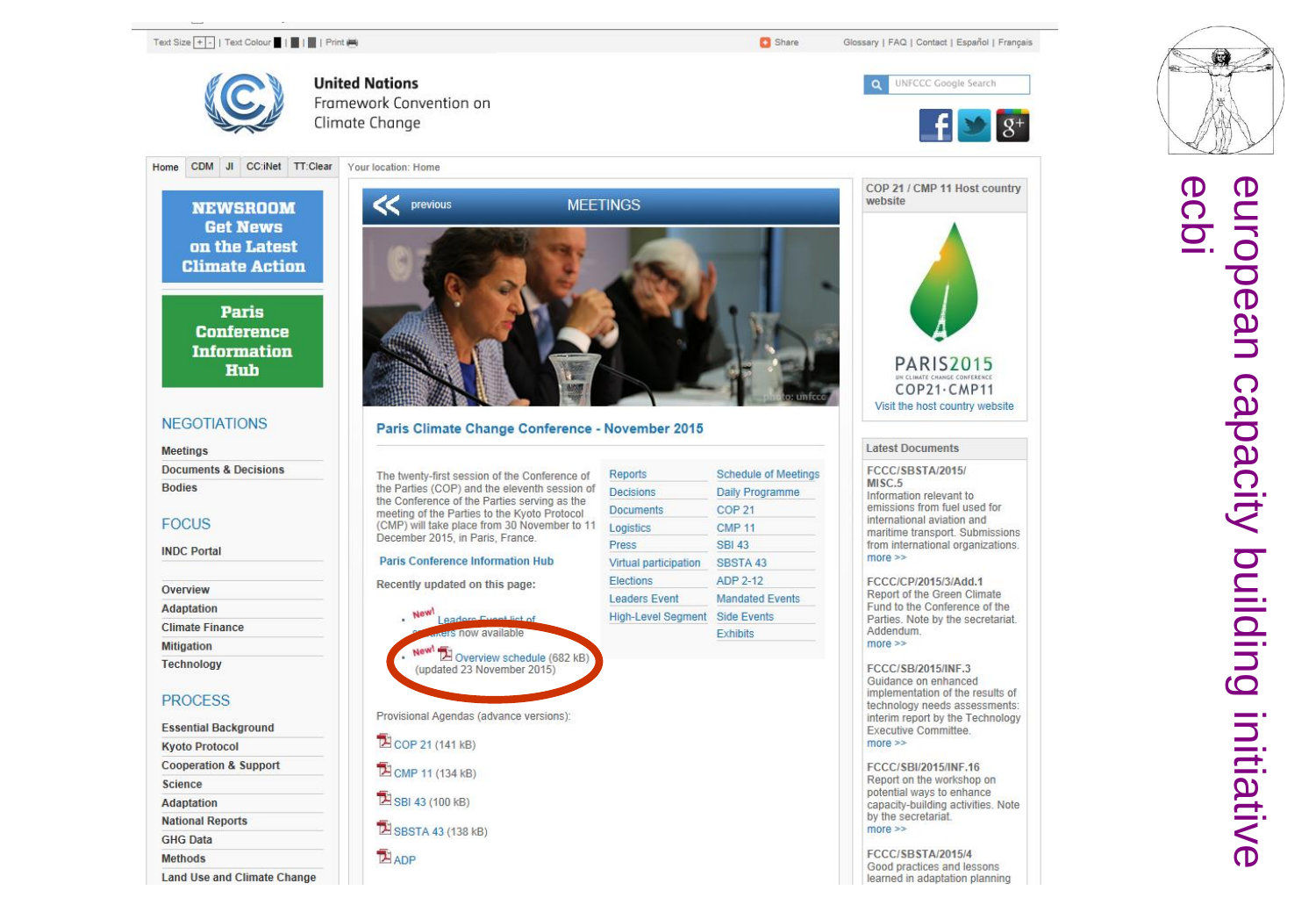Text Size + - | Text Colour | Print

Share

Glossary | FAQ | Contact | Español | Français

**United Nations**
Framework Convention on
Climate Change

UNFCCC Google Search

Home | CDM | JI | CC:iNet | TT:Clear

Your location: Home

**NEWSROOM**
**Get News on the Latest Climate Action**

**Paris Conference Information Hub**

## NEGOTIATIONS

- Meetings
- Documents & Decisions
- Bodies

## FOCUS

- INDC Portal
- Overview
- Adaptation
- Climate Finance
- Mitigation
- Technology

## PROCESS

- Essential Background
- Kyoto Protocol
- Cooperation & Support
- Science
- Adaptation
- National Reports
- GHG Data
- Methods
- Land Use and Climate Change

previous — MEETINGS

photo: unfccc

### Paris Climate Change Conference - November 2015

The twenty-first session of the Conference of the Parties (COP) and the eleventh session of the Conference of the Parties serving as the meeting of the Parties to the Kyoto Protocol (CMP) will take place from 30 November to 11 December 2015, in Paris, France.

Paris Conference Information Hub

Recently updated on this page:

- New! Leaders Event list of speakers now available
- New! Overview schedule (682 kB) (updated 23 November 2015)

| | |
|---|---|
| Reports | Schedule of Meetings |
| Decisions | Daily Programme |
| Documents | COP 21 |
| Logistics | CMP 11 |
| Press | SBI 43 |
| Virtual participation | SBSTA 43 |
| Elections | ADP 2-12 |
| Leaders Event | Mandated Events |
| High-Level Segment | Side Events |
| | Exhibits |

Provisional Agendas (advance versions):

- COP 21 (141 kB)
- CMP 11 (134 kB)
- SBI 43 (100 kB)
- SBSTA 43 (138 kB)
- ADP

COP 21 / CMP 11 Host country website

PARIS2015
UN CLIMATE CHANGE CONFERENCE
COP21·CMP11
Visit the host country website

**Latest Documents**

FCCC/SBSTA/2015/MISC.5
Information relevant to emissions from fuel used for international aviation and maritime transport. Submissions from international organizations.
more >>

FCCC/CP/2015/3/Add.1
Report of the Green Climate Fund to the Conference of the Parties. Note by the secretariat. Addendum.
more >>

FCCC/SB/2015/INF.3
Guidance on enhanced implementation of the results of technology needs assessments: interim report by the Technology Executive Committee.
more >>

FCCC/SBI/2015/INF.16
Report on the workshop on potential ways to enhance capacity-building activities. Note by the secretariat.
more >>

FCCC/SBSTA/2015/4
Good practices and lessons learned in adaptation planning

european capacity building initiative
ecbi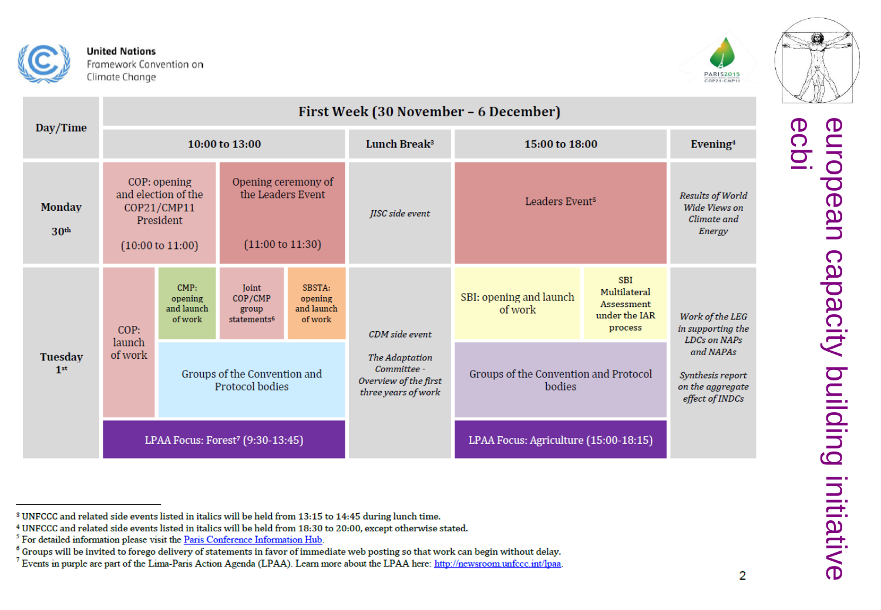| Day/Time | First Week (30 November – 6 December) | | | | | | |
|---|---|---|---|---|---|---|---|
| | 10:00 to 13:00 | | | Lunch Break[3] | 15:00 to 18:00 | | Evening[4] |
| **Monday 30th** | COP: opening and election of the COP21/CMP11 President (10:00 to 11:00) | Opening ceremony of the Leaders Event (11:00 to 11:30) | | *JISC side event* | Leaders Event[5] | | *Results of World Wide Views on Climate and Energy* |
| **Tuesday 1st** | COP: launch of work | CMP: opening and launch of work | Joint COP/CMP group statements[6] / SBSTA: opening and launch of work | *CDM side event* / *The Adaptation Committee - Overview of the first three years of work* | SBI: opening and launch of work | SBI Multilateral Assessment under the IAR process | *Work of the LEG in supporting the LDCs on NAPs and NAPAs* / *Synthesis report on the aggregate effect of INDCs* |
| | | Groups of the Convention and Protocol bodies | | | Groups of the Convention and Protocol bodies | | |
| | LPAA Focus: Forest[7] (9:30-13:45) | | | | LPAA Focus: Agriculture (15:00-18:15) | | |

[3] UNFCCC and related side events listed in italics will be held from 13:15 to 14:45 during lunch time.
[4] UNFCCC and related side events listed in italics will be held from 18:30 to 20:00, except otherwise stated.
[5] For detailed information please visit the Paris Conference Information Hub.
[6] Groups will be invited to forego delivery of statements in favor of immediate web posting so that work can begin without delay.
[7] Events in purple are part of the Lima-Paris Action Agenda (LPAA). Learn more about the LPAA here: http://newsroom.unfccc.int/lpaa.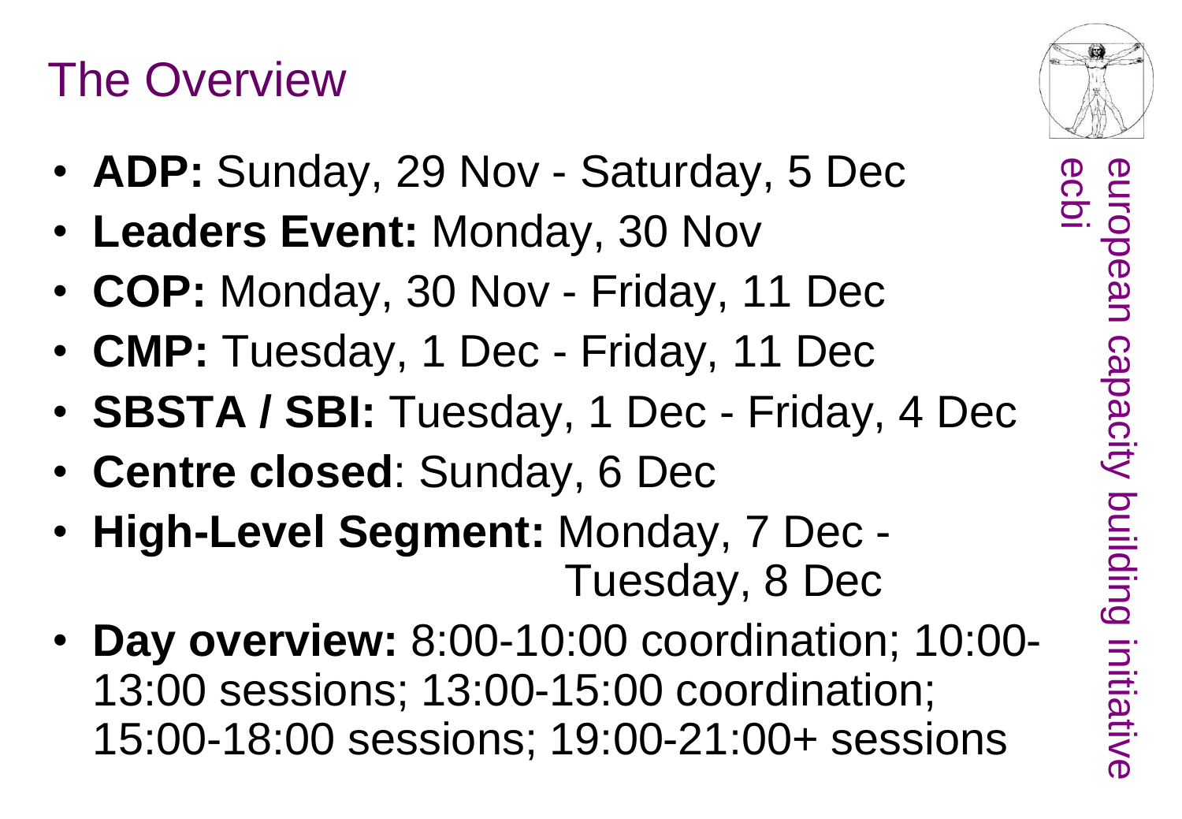# The Overview

- **ADP:** Sunday, 29 Nov - Saturday, 5 Dec
- **Leaders Event:** Monday, 30 Nov
- **COP:** Monday, 30 Nov - Friday, 11 Dec
- **CMP:** Tuesday, 1 Dec - Friday, 11 Dec
- **SBSTA / SBI:** Tuesday, 1 Dec - Friday, 4 Dec
- **Centre closed**: Sunday, 6 Dec
- **High-Level Segment:** Monday, 7 Dec - Tuesday, 8 Dec
- **Day overview:** 8:00-10:00 coordination; 10:00-13:00 sessions; 13:00-15:00 coordination; 15:00-18:00 sessions; 19:00-21:00+ sessions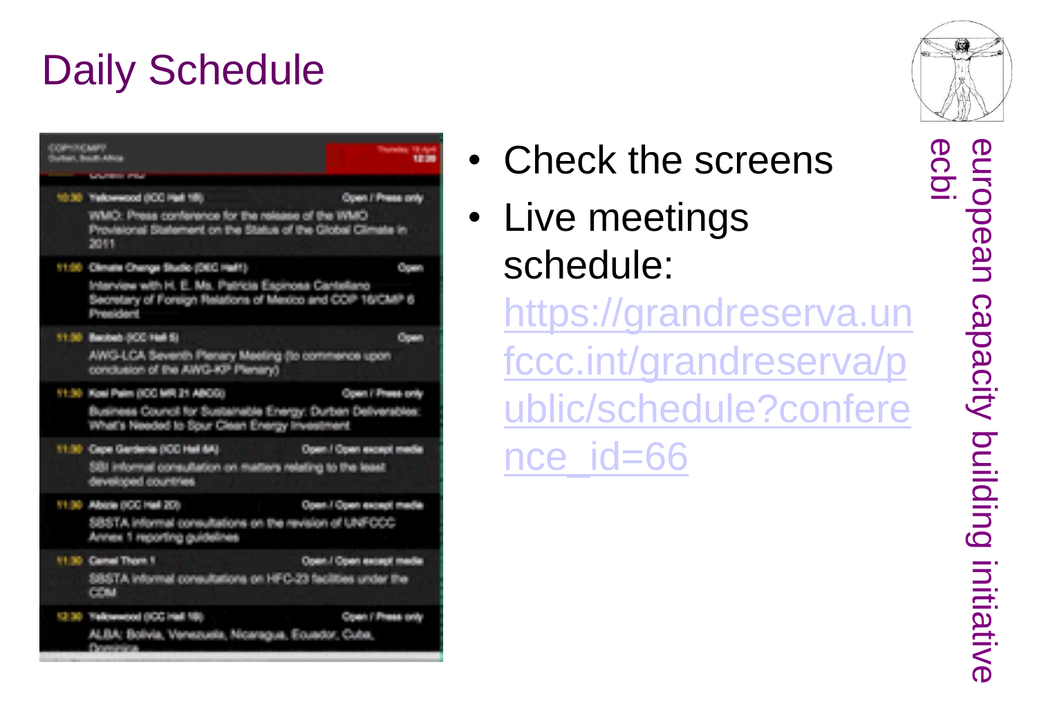# Daily Schedule

- Check the screens
- Live meetings schedule: https://grandreserva.unfccc.int/grandreserva/public/schedule?conference_id=66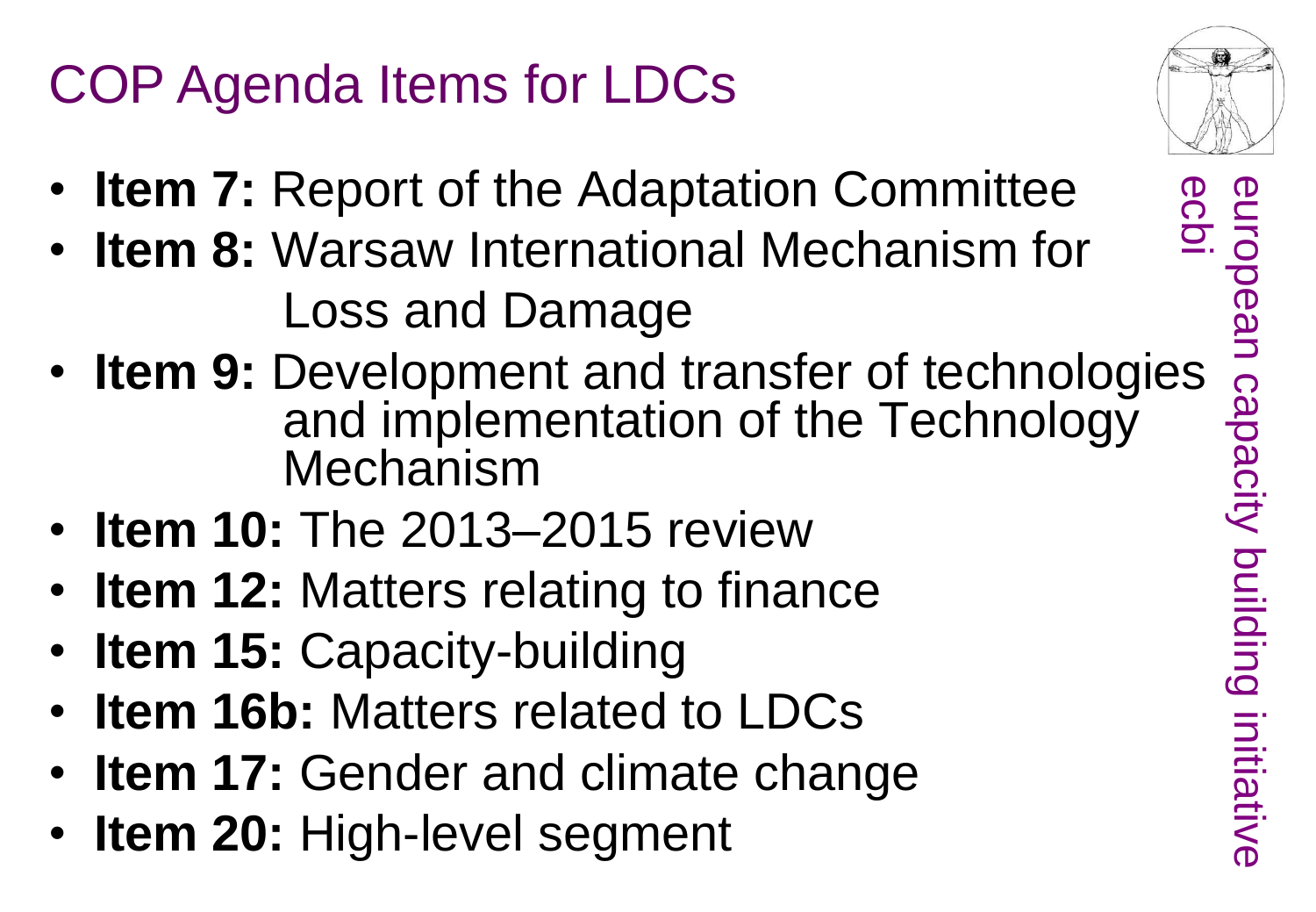# COP Agenda Items for LDCs

- **Item 7:** Report of the Adaptation Committee
- **Item 8:** Warsaw International Mechanism for Loss and Damage
- **Item 9:** Development and transfer of technologies and implementation of the Technology Mechanism
- **Item 10:** The 2013–2015 review
- **Item 12:** Matters relating to finance
- **Item 15:** Capacity-building
- **Item 16b:** Matters related to LDCs
- **Item 17:** Gender and climate change
- **Item 20:** High-level segment

european capacity building initiative
ecbi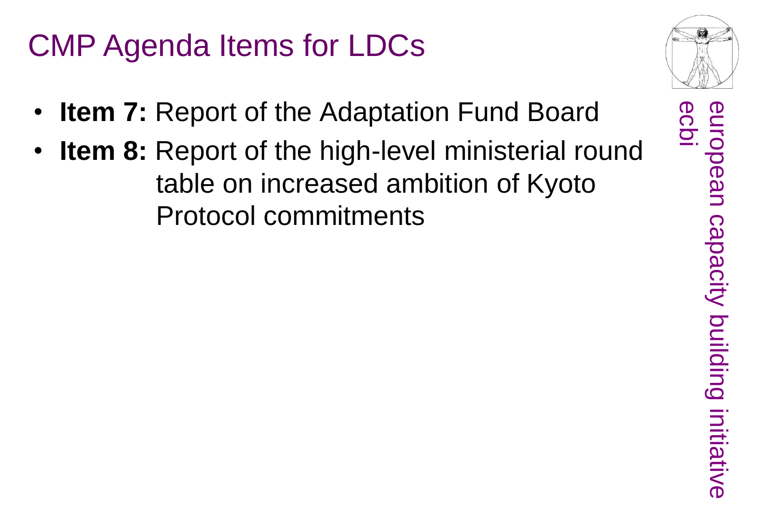# CMP Agenda Items for LDCs

- **Item 7:** Report of the Adaptation Fund Board
- **Item 8:** Report of the high-level ministerial round table on increased ambition of Kyoto Protocol commitments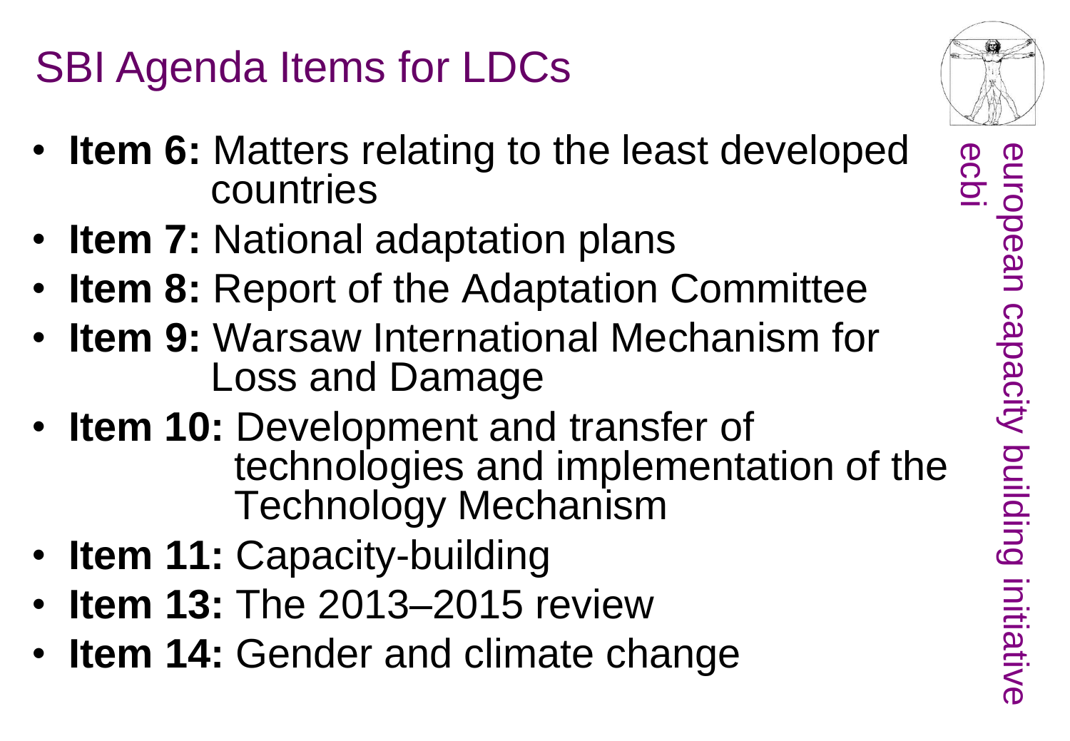# SBI Agenda Items for LDCs

- **Item 6:** Matters relating to the least developed countries
- **Item 7:** National adaptation plans
- **Item 8:** Report of the Adaptation Committee
- **Item 9:** Warsaw International Mechanism for Loss and Damage
- **Item 10:** Development and transfer of technologies and implementation of the Technology Mechanism
- **Item 11:** Capacity-building
- **Item 13:** The 2013–2015 review
- **Item 14:** Gender and climate change

european capacity building initiative
ecbi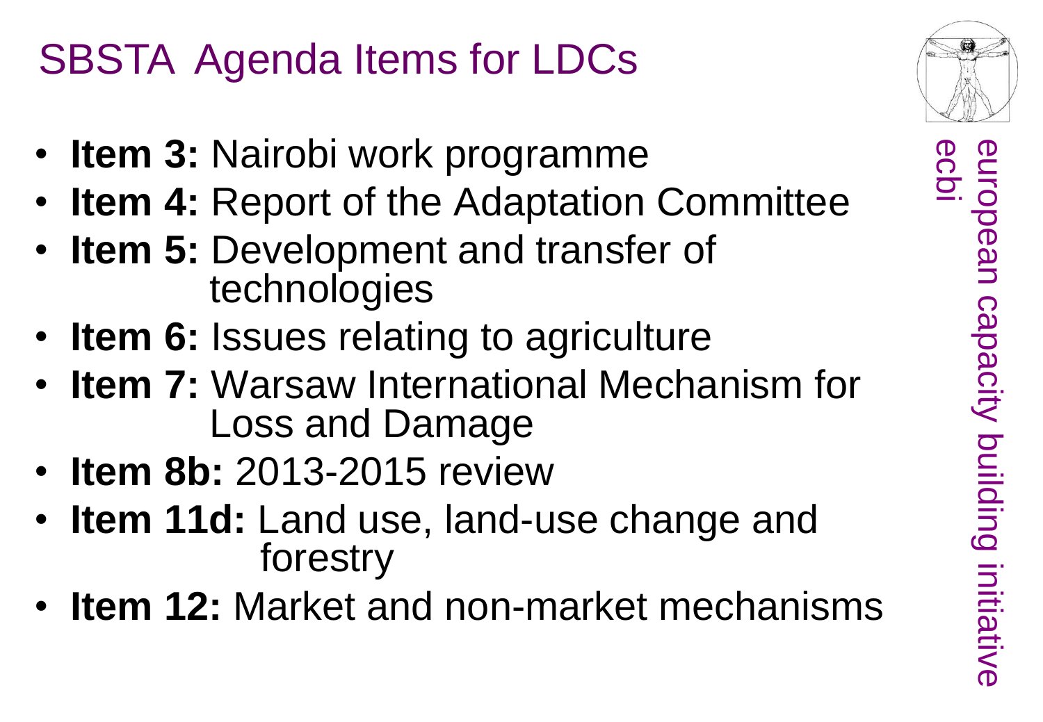# SBSTA Agenda Items for LDCs

- **Item 3:** Nairobi work programme
- **Item 4:** Report of the Adaptation Committee
- **Item 5:** Development and transfer of technologies
- **Item 6:** Issues relating to agriculture
- **Item 7:** Warsaw International Mechanism for Loss and Damage
- **Item 8b:** 2013-2015 review
- **Item 11d:** Land use, land-use change and forestry
- **Item 12:** Market and non-market mechanisms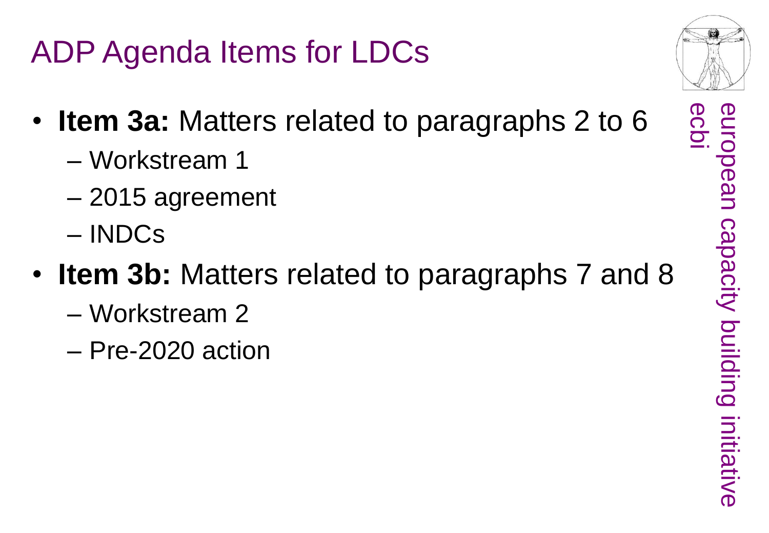# ADP Agenda Items for LDCs

- **Item 3a:** Matters related to paragraphs 2 to 6
  - Workstream 1
  - 2015 agreement
  - INDCs
- **Item 3b:** Matters related to paragraphs 7 and 8
  - Workstream 2
  - Pre-2020 action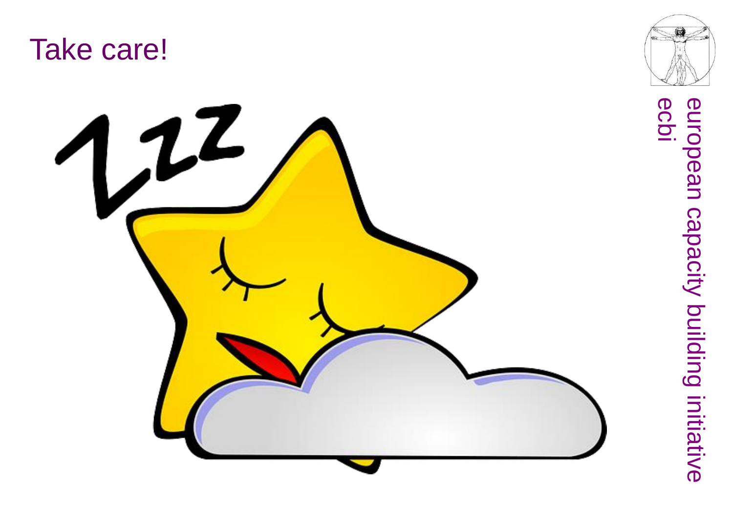# Take care!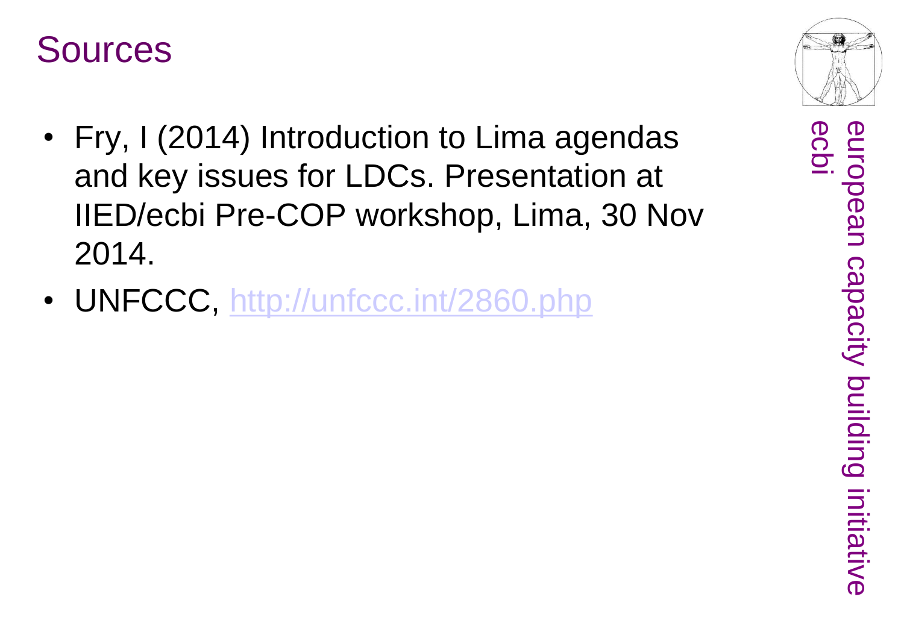# Sources

- Fry, I (2014) Introduction to Lima agendas and key issues for LDCs. Presentation at IIED/ecbi Pre-COP workshop, Lima, 30 Nov 2014.
- UNFCCC, http://unfccc.int/2860.php